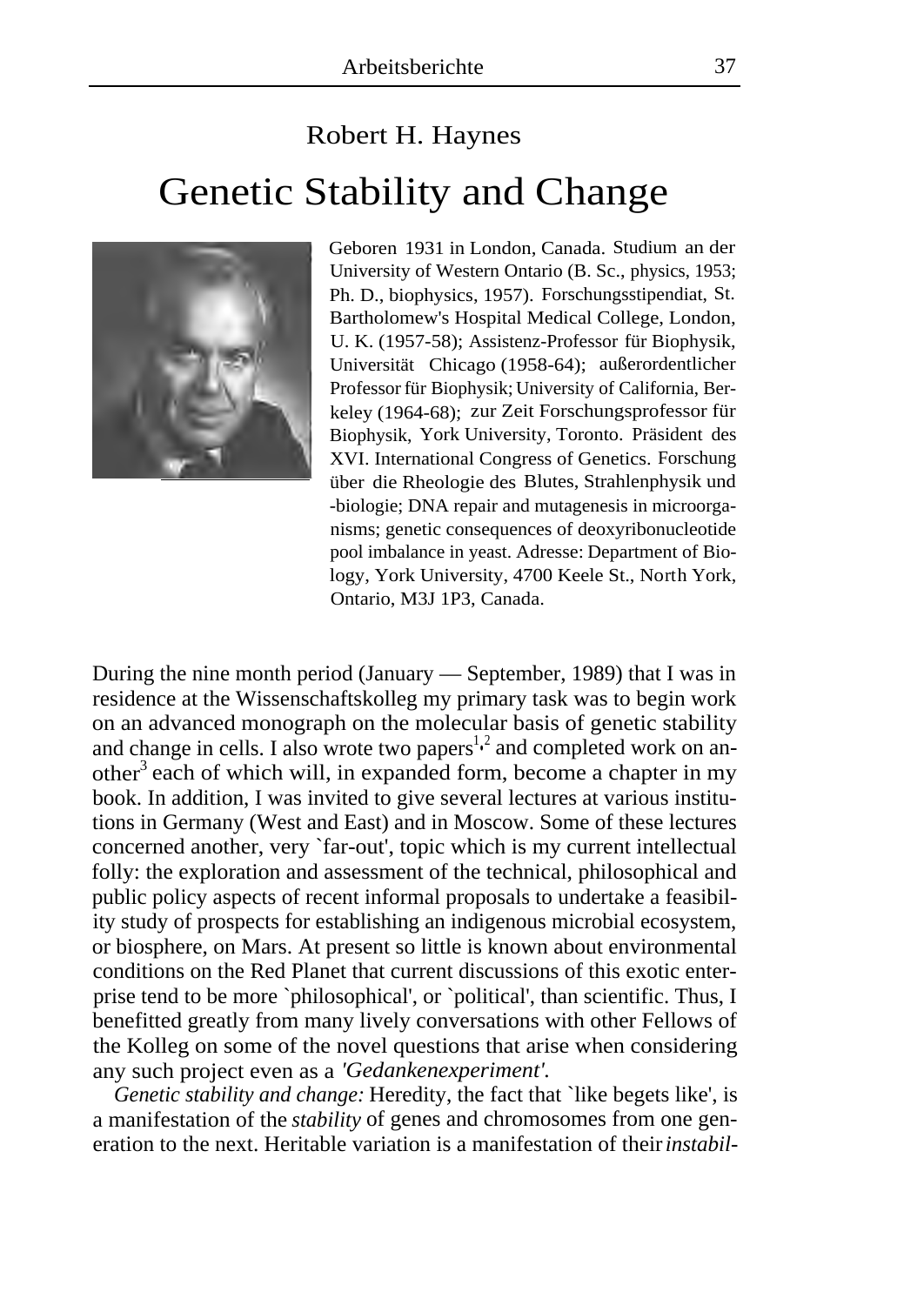Robert H. Haynes

# Genetic Stability and Change

Geboren 1931 in London, Canada. Studium an der University of Western Ontario (B. Sc., physics, 1953; Ph. D., biophysics, 1957). Forschungsstipendiat, St. Bartholomew's Hospital Medical College, London, U. K. (1957-58); Assistenz-Professor für Biophysik, Universität Chicago (1958-64); außerordentlicher Professor für Biophysik; University of California, Berkeley (1964-68); zur Zeit Forschungsprofessor für Biophysik, York University, Toronto. Präsident des XVI. International Congress of Genetics. Forschung über die Rheologie des Blutes, Strahlenphysik und -biologie; DNA repair and mutagenesis in microorganisms; genetic consequences of deoxyribonucleotide pool imbalance in yeast. Adresse: Department of Biology, York University, 4700 Keele St., North York, Ontario, M3J 1P3, Canada.

During the nine month period (January — September, 1989) that I was in residence at the Wissenschaftskolleg my primary task was to begin work on an advanced monograph on the molecular basis of genetic stability and change in cells. I also wrote two papers[1,2] and completed work on another[3] each of which will, in expanded form, become a chapter in my book. In addition, I was invited to give several lectures at various institutions in Germany (West and East) and in Moscow. Some of these lectures concerned another, very `far-out', topic which is my current intellectual folly: the exploration and assessment of the technical, philosophical and public policy aspects of recent informal proposals to undertake a feasibility study of prospects for establishing an indigenous microbial ecosystem, or biosphere, on Mars. At present so little is known about environmental conditions on the Red Planet that current discussions of this exotic enterprise tend to be more `philosophical', or `political', than scientific. Thus, I benefitted greatly from many lively conversations with other Fellows of the Kolleg on some of the novel questions that arise when considering any such project even as a *'Gedankenexperiment'*.

*Genetic stability and change:* Heredity, the fact that `like begets like', is a manifestation of the *stability* of genes and chromosomes from one generation to the next. Heritable variation is a manifestation of their *instabil-*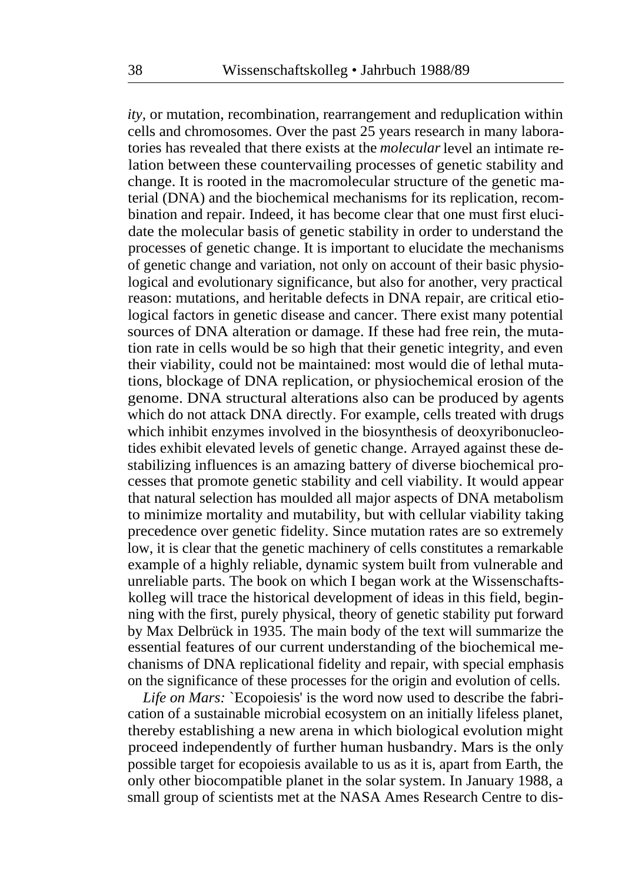*ity*, or mutation, recombination, rearrangement and reduplication within cells and chromosomes. Over the past 25 years research in many laboratories has revealed that there exists at the *molecular* level an intimate relation between these countervailing processes of genetic stability and change. It is rooted in the macromolecular structure of the genetic material (DNA) and the biochemical mechanisms for its replication, recombination and repair. Indeed, it has become clear that one must first elucidate the molecular basis of genetic stability in order to understand the processes of genetic change. It is important to elucidate the mechanisms of genetic change and variation, not only on account of their basic physiological and evolutionary significance, but also for another, very practical reason: mutations, and heritable defects in DNA repair, are critical etiological factors in genetic disease and cancer. There exist many potential sources of DNA alteration or damage. If these had free rein, the mutation rate in cells would be so high that their genetic integrity, and even their viability, could not be maintained: most would die of lethal mutations, blockage of DNA replication, or physiochemical erosion of the genome. DNA structural alterations also can be produced by agents which do not attack DNA directly. For example, cells treated with drugs which inhibit enzymes involved in the biosynthesis of deoxyribonucleotides exhibit elevated levels of genetic change. Arrayed against these destabilizing influences is an amazing battery of diverse biochemical processes that promote genetic stability and cell viability. It would appear that natural selection has moulded all major aspects of DNA metabolism to minimize mortality and mutability, but with cellular viability taking precedence over genetic fidelity. Since mutation rates are so extremely low, it is clear that the genetic machinery of cells constitutes a remarkable example of a highly reliable, dynamic system built from vulnerable and unreliable parts. The book on which I began work at the Wissenschaftskolleg will trace the historical development of ideas in this field, beginning with the first, purely physical, theory of genetic stability put forward by Max Delbrück in 1935. The main body of the text will summarize the essential features of our current understanding of the biochemical mechanisms of DNA replicational fidelity and repair, with special emphasis on the significance of these processes for the origin and evolution of cells.

*Life on Mars:* `Ecopoiesis' is the word now used to describe the fabrication of a sustainable microbial ecosystem on an initially lifeless planet, thereby establishing a new arena in which biological evolution might proceed independently of further human husbandry. Mars is the only possible target for ecopoiesis available to us as it is, apart from Earth, the only other biocompatible planet in the solar system. In January 1988, a small group of scientists met at the NASA Ames Research Centre to dis-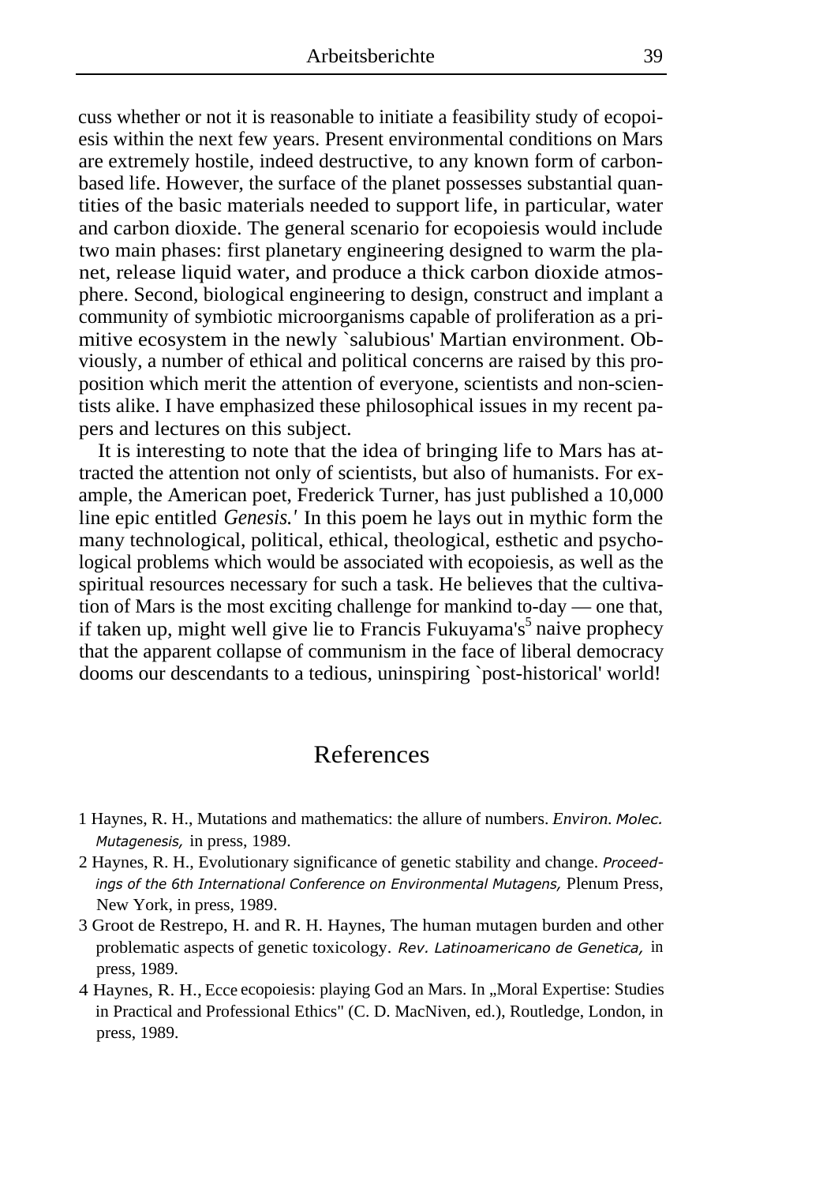cuss whether or not it is reasonable to initiate a feasibility study of ecopoiesis within the next few years. Present environmental conditions on Mars are extremely hostile, indeed destructive, to any known form of carbon-based life. However, the surface of the planet possesses substantial quantities of the basic materials needed to support life, in particular, water and carbon dioxide. The general scenario for ecopoiesis would include two main phases: first planetary engineering designed to warm the planet, release liquid water, and produce a thick carbon dioxide atmosphere. Second, biological engineering to design, construct and implant a community of symbiotic microorganisms capable of proliferation as a primitive ecosystem in the newly `salubious' Martian environment. Obviously, a number of ethical and political concerns are raised by this proposition which merit the attention of everyone, scientists and non-scientists alike. I have emphasized these philosophical issues in my recent papers and lectures on this subject.

It is interesting to note that the idea of bringing life to Mars has attracted the attention not only of scientists, but also of humanists. For example, the American poet, Frederick Turner, has just published a 10,000 line epic entitled *Genesis.'* In this poem he lays out in mythic form the many technological, political, ethical, theological, esthetic and psychological problems which would be associated with ecopoiesis, as well as the spiritual resources necessary for such a task. He believes that the cultivation of Mars is the most exciting challenge for mankind to-day — one that, if taken up, might well give lie to Francis Fukuyama's[5] naive prophecy that the apparent collapse of communism in the face of liberal democracy dooms our descendants to a tedious, uninspiring `post-historical' world!

## References

1 Haynes, R. H., Mutations and mathematics: the allure of numbers. *Environ. Molec. Mutagenesis,* in press, 1989.

2 Haynes, R. H., Evolutionary significance of genetic stability and change. *Proceedings of the 6th International Conference on Environmental Mutagens,* Plenum Press, New York, in press, 1989.

3 Groot de Restrepo, H. and R. H. Haynes, The human mutagen burden and other problematic aspects of genetic toxicology. *Rev. Latinoamericano de Genetica,* in press, 1989.

4 Haynes, R. H., Ecce ecopoiesis: playing God an Mars. In „Moral Expertise: Studies in Practical and Professional Ethics" (C. D. MacNiven, ed.), Routledge, London, in press, 1989.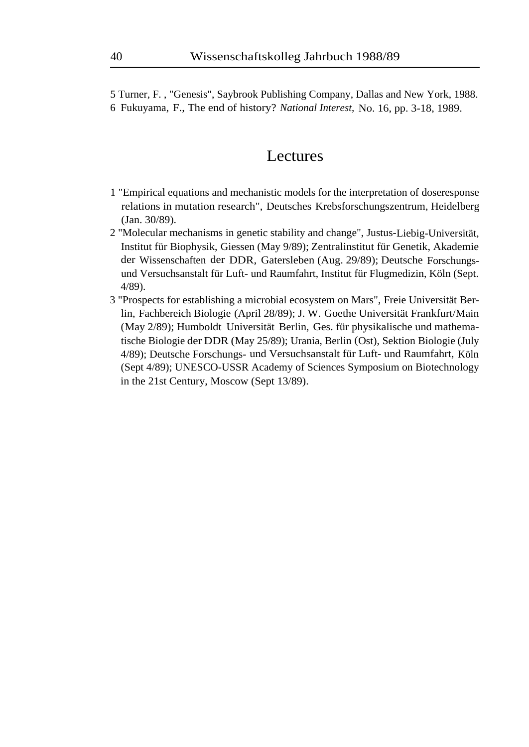5 Turner, F. , "Genesis", Saybrook Publishing Company, Dallas and New York, 1988.

6 Fukuyama, F., The end of history? *National Interest,* No. 16, pp. 3-18, 1989.

## Lectures

1 "Empirical equations and mechanistic models for the interpretation of doseresponse relations in mutation research", Deutsches Krebsforschungszentrum, Heidelberg (Jan. 30/89).

2 "Molecular mechanisms in genetic stability and change", Justus-Liebig-Universität, Institut für Biophysik, Giessen (May 9/89); Zentralinstitut für Genetik, Akademie der Wissenschaften der DDR, Gatersleben (Aug. 29/89); Deutsche Forschungs- und Versuchsanstalt für Luft- und Raumfahrt, Institut für Flugmedizin, Köln (Sept. 4/89).

3 "Prospects for establishing a microbial ecosystem on Mars", Freie Universität Berlin, Fachbereich Biologie (April 28/89); J. W. Goethe Universität Frankfurt/Main (May 2/89); Humboldt Universität Berlin, Ges. für physikalische und mathematische Biologie der DDR (May 25/89); Urania, Berlin (Ost), Sektion Biologie (July 4/89); Deutsche Forschungs- und Versuchsanstalt für Luft- und Raumfahrt, Köln (Sept 4/89); UNESCO-USSR Academy of Sciences Symposium on Biotechnology in the 21st Century, Moscow (Sept 13/89).